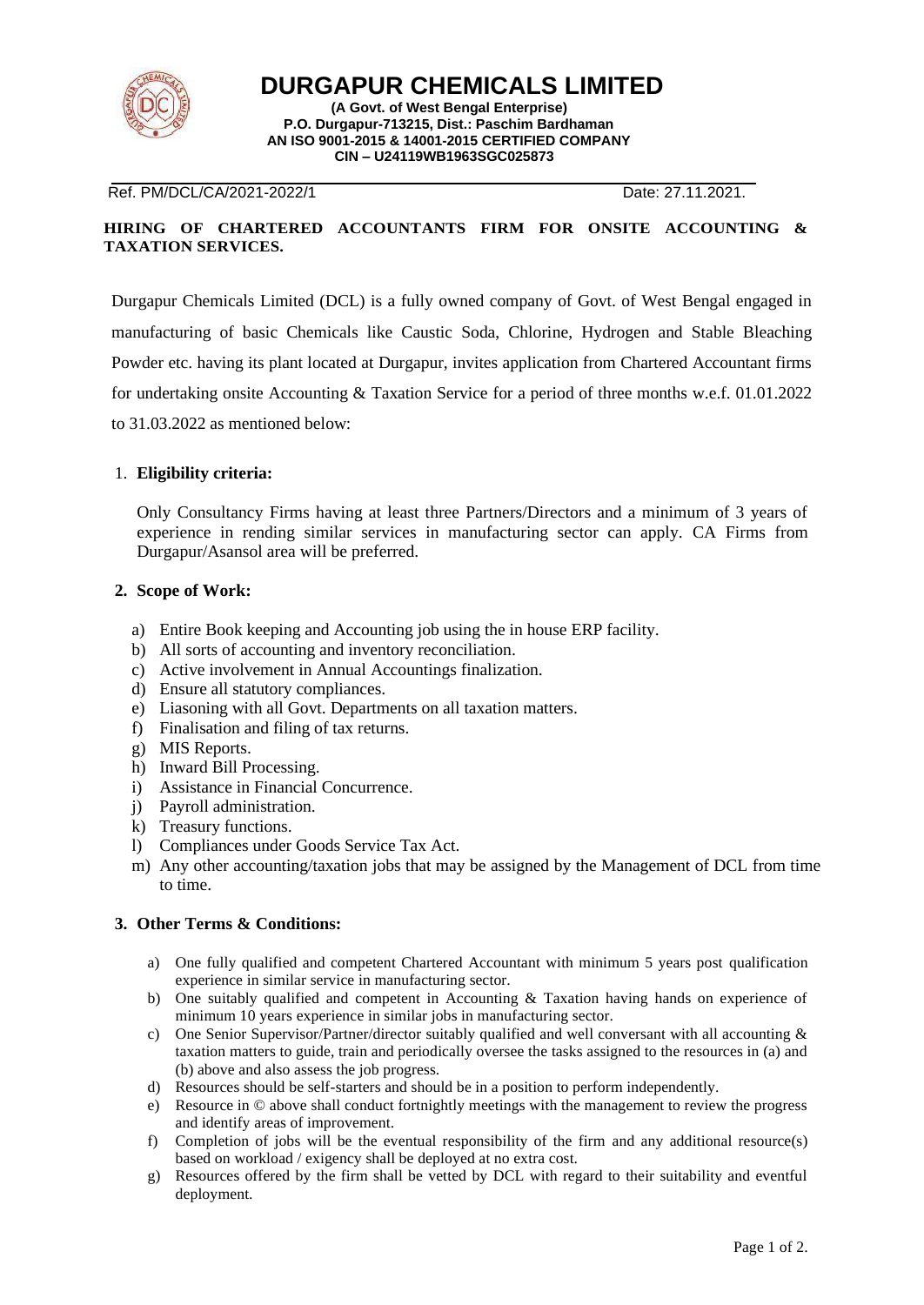# DURGAPUR CHEMICALS LIMITED

**(A Govt. of West Bengal Enterprise)**
**P.O. Durgapur-713215, Dist.: Paschim Bardhaman**
**AN ISO 9001-2015 & 14001-2015 CERTIFIED COMPANY**
**CIN – U24119WB1963SGC025873**

Ref. PM/DCL/CA/2021-2022/1 Date: 27.11.2021.

**HIRING OF CHARTERED ACCOUNTANTS FIRM FOR ONSITE ACCOUNTING & TAXATION SERVICES.**

Durgapur Chemicals Limited (DCL) is a fully owned company of Govt. of West Bengal engaged in manufacturing of basic Chemicals like Caustic Soda, Chlorine, Hydrogen and Stable Bleaching Powder etc. having its plant located at Durgapur, invites application from Chartered Accountant firms for undertaking onsite Accounting & Taxation Service for a period of three months w.e.f. 01.01.2022 to 31.03.2022 as mentioned below:

1. **Eligibility criteria:**

   Only Consultancy Firms having at least three Partners/Directors and a minimum of 3 years of experience in rending similar services in manufacturing sector can apply. CA Firms from Durgapur/Asansol area will be preferred.

2. **Scope of Work:**

   a) Entire Book keeping and Accounting job using the in house ERP facility.
   b) All sorts of accounting and inventory reconciliation.
   c) Active involvement in Annual Accountings finalization.
   d) Ensure all statutory compliances.
   e) Liasoning with all Govt. Departments on all taxation matters.
   f) Finalisation and filing of tax returns.
   g) MIS Reports.
   h) Inward Bill Processing.
   i) Assistance in Financial Concurrence.
   j) Payroll administration.
   k) Treasury functions.
   l) Compliances under Goods Service Tax Act.
   m) Any other accounting/taxation jobs that may be assigned by the Management of DCL from time to time.

3. **Other Terms & Conditions:**

   a) One fully qualified and competent Chartered Accountant with minimum 5 years post qualification experience in similar service in manufacturing sector.
   b) One suitably qualified and competent in Accounting & Taxation having hands on experience of minimum 10 years experience in similar jobs in manufacturing sector.
   c) One Senior Supervisor/Partner/director suitably qualified and well conversant with all accounting & taxation matters to guide, train and periodically oversee the tasks assigned to the resources in (a) and (b) above and also assess the job progress.
   d) Resources should be self-starters and should be in a position to perform independently.
   e) Resource in © above shall conduct fortnightly meetings with the management to review the progress and identify areas of improvement.
   f) Completion of jobs will be the eventual responsibility of the firm and any additional resource(s) based on workload / exigency shall be deployed at no extra cost.
   g) Resources offered by the firm shall be vetted by DCL with regard to their suitability and eventful deployment.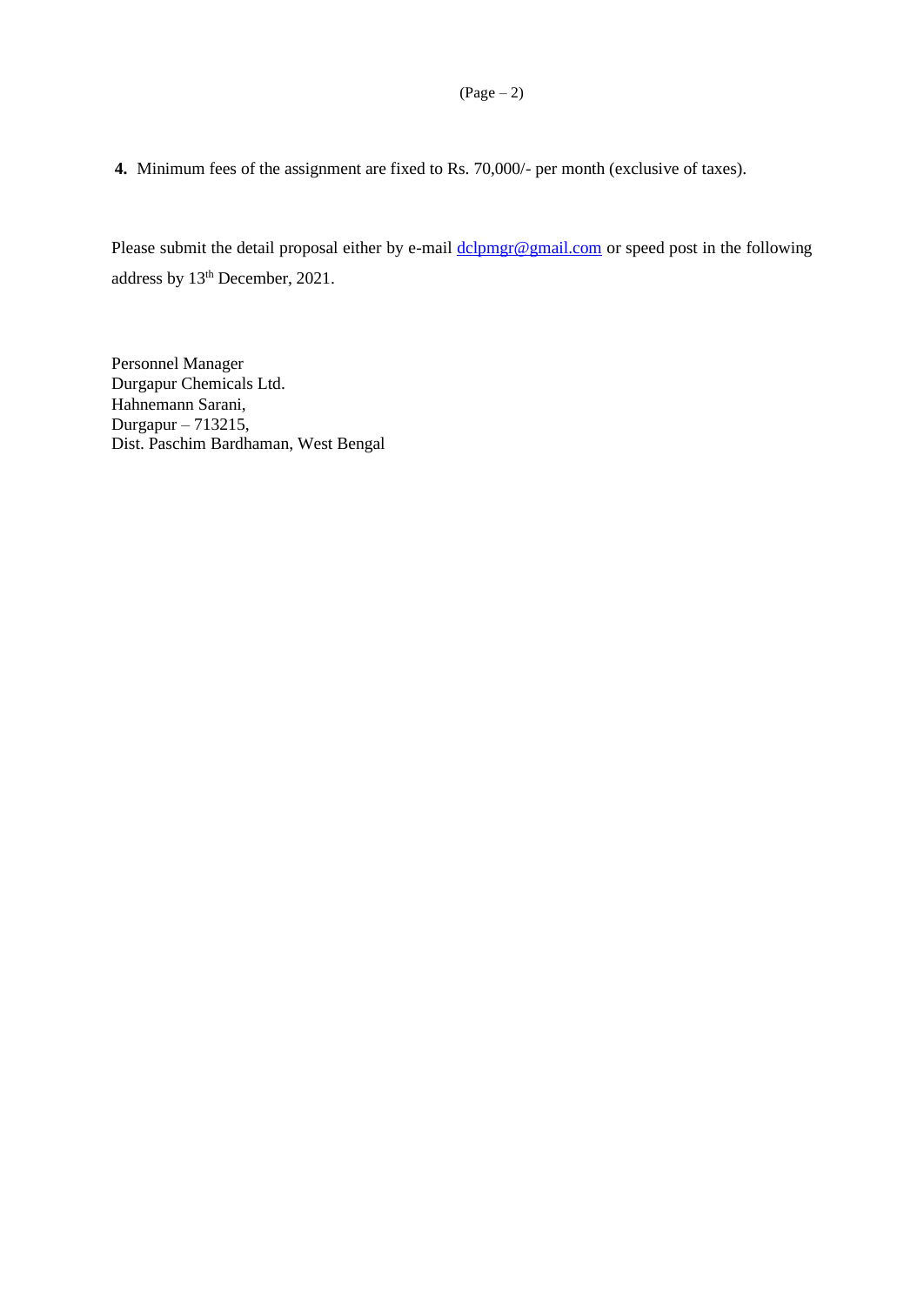**4.** Minimum fees of the assignment are fixed to Rs. 70,000/- per month (exclusive of taxes).

Please submit the detail proposal either by e-mail dclpmgr@gmail.com or speed post in the following address by 13th December, 2021.

Personnel Manager
Durgapur Chemicals Ltd.
Hahnemann Sarani,
Durgapur – 713215,
Dist. Paschim Bardhaman, West Bengal